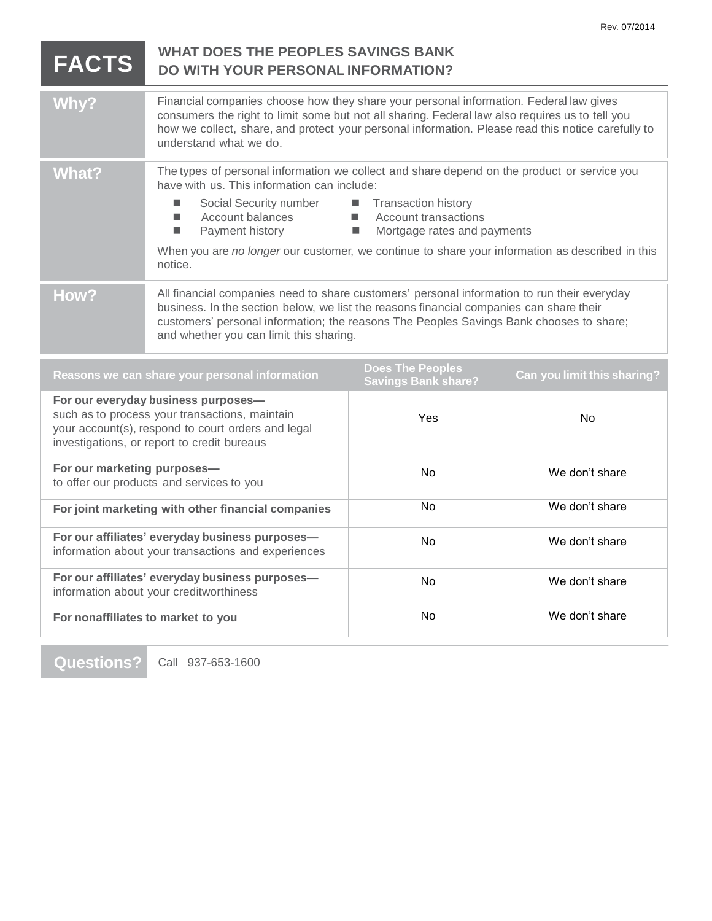Rev. 07/2014

# FACTS — WHAT DOES THE PEOPLES SAVINGS BANK DO WITH YOUR PERSONAL INFORMATION?

| | |
|---|---|
| **Why?** | Financial companies choose how they share your personal information. Federal law gives consumers the right to limit some but not all sharing. Federal law also requires us to tell you how we collect, share, and protect your personal information. Please read this notice carefully to understand what we do. |
| **What?** | The types of personal information we collect and share depend on the product or service you have with us. This information can include:<br>■ Social Security number<br>■ Account balances<br>■ Payment history<br>■ Transaction history<br>■ Account transactions<br>■ Mortgage rates and payments<br><br>When you are *no longer* our customer, we continue to share your information as described in this notice. |
| **How?** | All financial companies need to share customers' personal information to run their everyday business. In the section below, we list the reasons financial companies can share their customers' personal information; the reasons The Peoples Savings Bank chooses to share; and whether you can limit this sharing. |

| Reasons we can share your personal information | Does The Peoples Savings Bank share? | Can you limit this sharing? |
|---|---|---|
| **For our everyday business purposes—** such as to process your transactions, maintain your account(s), respond to court orders and legal investigations, or report to credit bureaus | Yes | No |
| **For our marketing purposes—** to offer our products and services to you | No | We don't share |
| **For joint marketing with other financial companies** | No | We don't share |
| **For our affiliates' everyday business purposes—** information about your transactions and experiences | No | We don't share |
| **For our affiliates' everyday business purposes—** information about your creditworthiness | No | We don't share |
| **For nonaffiliates to market to you** | No | We don't share |

| | |
|---|---|
| **Questions?** | Call 937-653-1600 |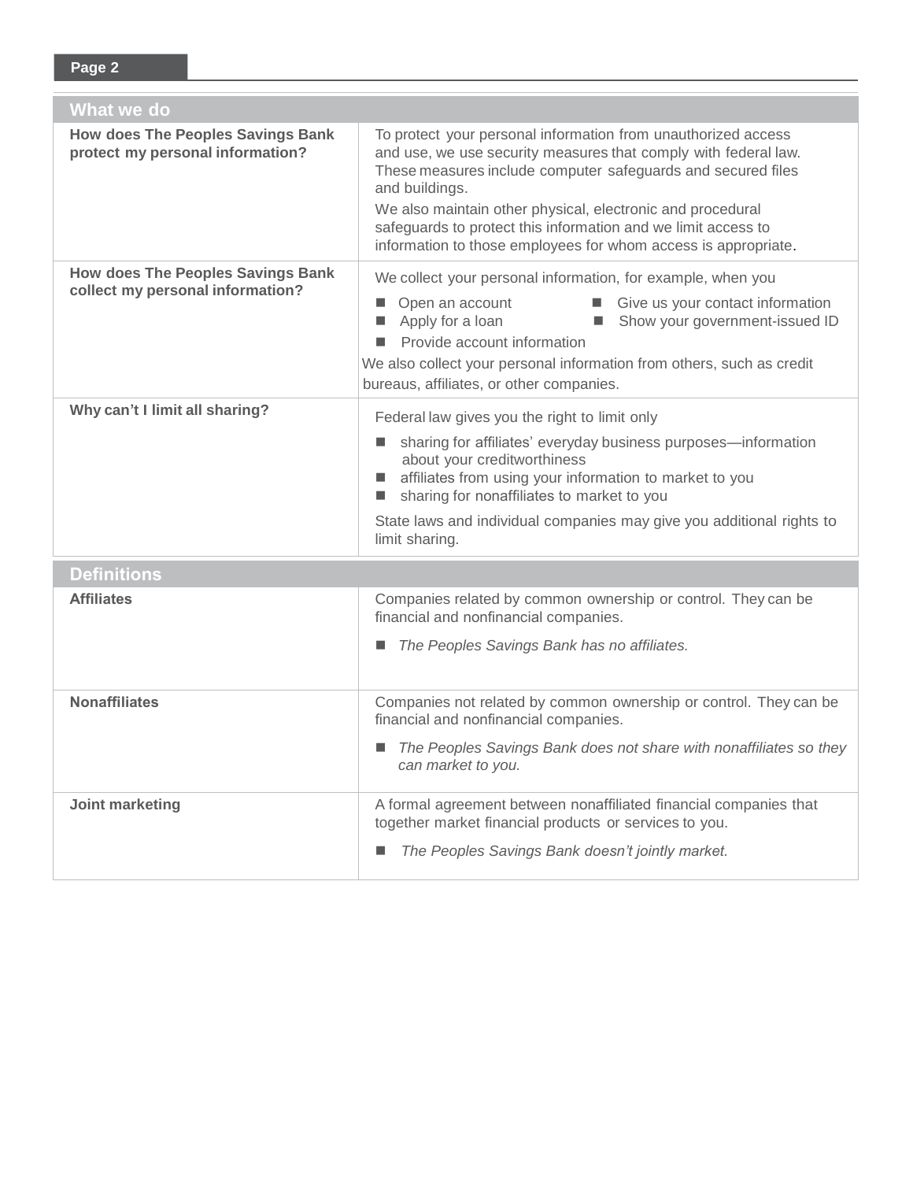| What we do | |
|---|---|
| **How does The Peoples Savings Bank protect my personal information?** | To protect your personal information from unauthorized access and use, we use security measures that comply with federal law. These measures include computer safeguards and secured files and buildings.<br><br>We also maintain other physical, electronic and procedural safeguards to protect this information and we limit access to information to those employees for whom access is appropriate. |
| **How does The Peoples Savings Bank collect my personal information?** | We collect your personal information, for example, when you<br><br>■ Open an account<br>■ Apply for a loan<br>■ Provide account information<br>■ Give us your contact information<br>■ Show your government-issued ID<br><br>We also collect your personal information from others, such as credit bureaus, affiliates, or other companies. |
| **Why can't I limit all sharing?** | Federal law gives you the right to limit only<br><br>■ sharing for affiliates' everyday business purposes—information about your creditworthiness<br>■ affiliates from using your information to market to you<br>■ sharing for nonaffiliates to market to you<br><br>State laws and individual companies may give you additional rights to limit sharing. |

| Definitions | |
|---|---|
| **Affiliates** | Companies related by common ownership or control. They can be financial and nonfinancial companies.<br><br>■ *The Peoples Savings Bank has no affiliates.* |
| **Nonaffiliates** | Companies not related by common ownership or control. They can be financial and nonfinancial companies.<br><br>■ *The Peoples Savings Bank does not share with nonaffiliates so they can market to you.* |
| **Joint marketing** | A formal agreement between nonaffiliated financial companies that together market financial products or services to you.<br><br>■ *The Peoples Savings Bank doesn't jointly market.* |